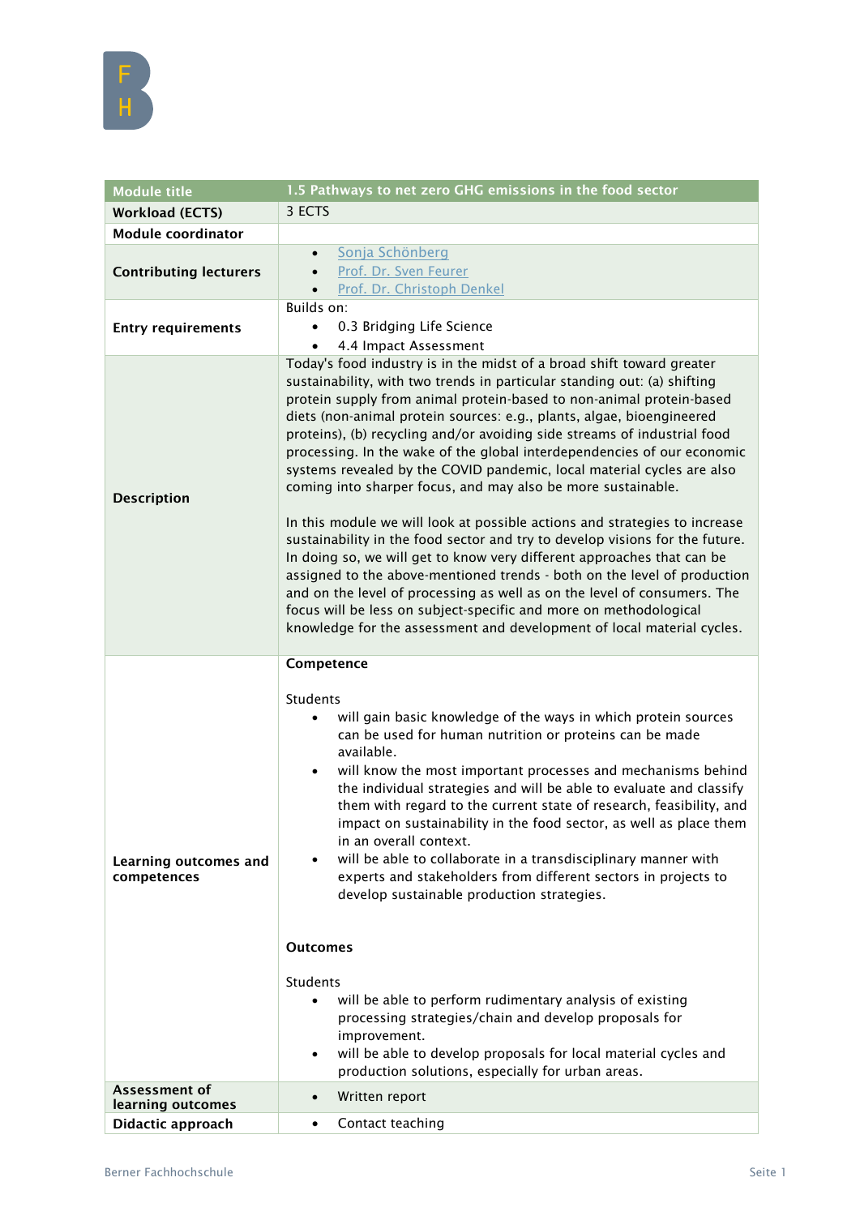| Module title | 1.5 Pathways to net zero GHG emissions in the food sector |
|---|---|
| **Workload (ECTS)** | 3 ECTS |
| **Module coordinator** | |
| **Contributing lecturers** | • Sonja Schönberg<br>• Prof. Dr. Sven Feurer<br>• Prof. Dr. Christoph Denkel |
| **Entry requirements** | Builds on:<br>• 0.3 Bridging Life Science<br>• 4.4 Impact Assessment |
| **Description** | Today's food industry is in the midst of a broad shift toward greater sustainability, with two trends in particular standing out: (a) shifting protein supply from animal protein-based to non-animal protein-based diets (non-animal protein sources: e.g., plants, algae, bioengineered proteins), (b) recycling and/or avoiding side streams of industrial food processing. In the wake of the global interdependencies of our economic systems revealed by the COVID pandemic, local material cycles are also coming into sharper focus, and may also be more sustainable.<br><br>In this module we will look at possible actions and strategies to increase sustainability in the food sector and try to develop visions for the future. In doing so, we will get to know very different approaches that can be assigned to the above-mentioned trends - both on the level of production and on the level of processing as well as on the level of consumers. The focus will be less on subject-specific and more on methodological knowledge for the assessment and development of local material cycles. |
| **Learning outcomes and competences** | **Competence**<br><br>Students<br>• will gain basic knowledge of the ways in which protein sources can be used for human nutrition or proteins can be made available.<br>• will know the most important processes and mechanisms behind the individual strategies and will be able to evaluate and classify them with regard to the current state of research, feasibility, and impact on sustainability in the food sector, as well as place them in an overall context.<br>• will be able to collaborate in a transdisciplinary manner with experts and stakeholders from different sectors in projects to develop sustainable production strategies.<br><br>**Outcomes**<br><br>Students<br>• will be able to perform rudimentary analysis of existing processing strategies/chain and develop proposals for improvement.<br>• will be able to develop proposals for local material cycles and production solutions, especially for urban areas. |
| **Assessment of learning outcomes** | • Written report |
| **Didactic approach** | • Contact teaching |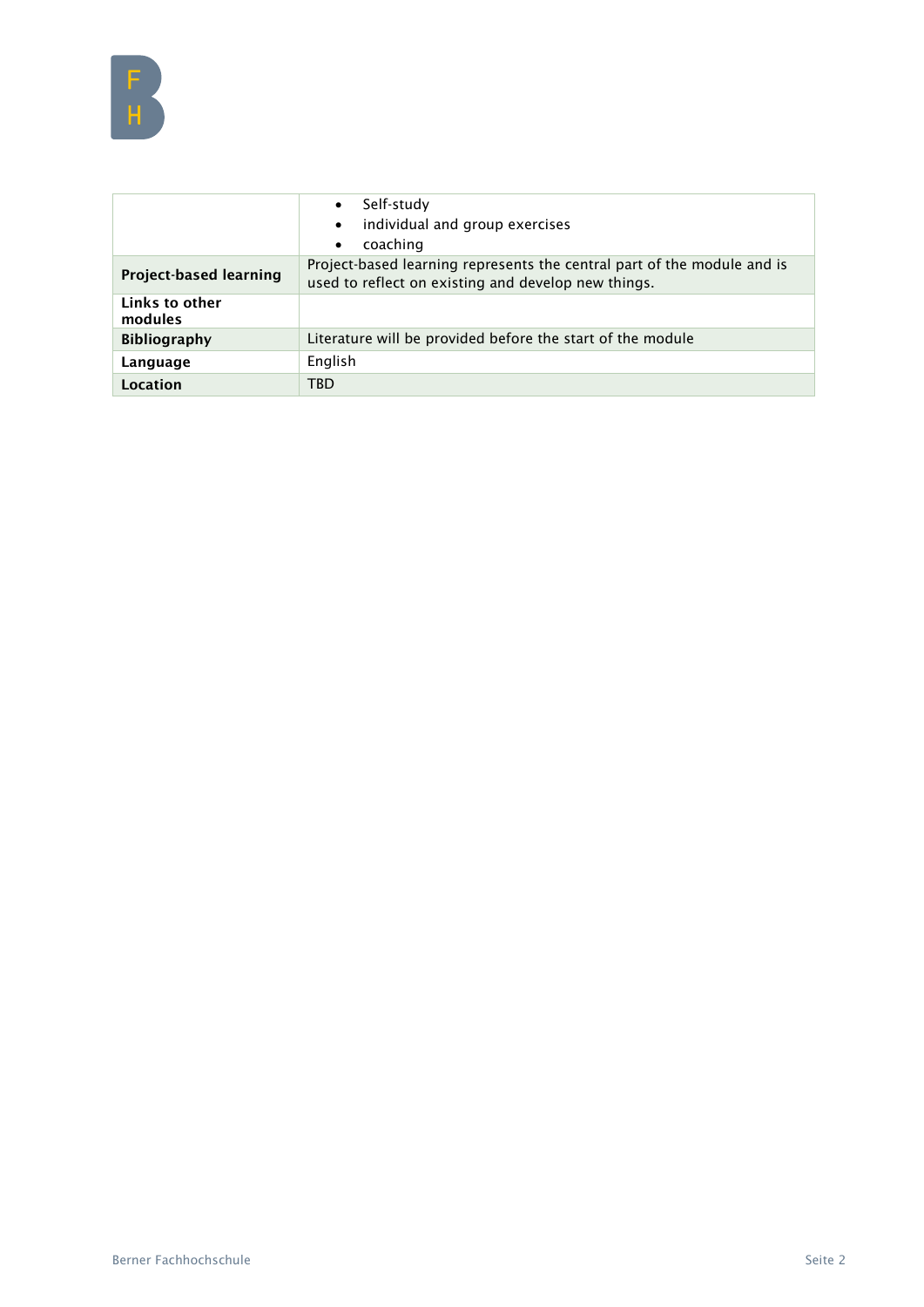| | |
|---|---|
| | • Self-study<br>• individual and group exercises<br>• coaching |
| **Project-based learning** | Project-based learning represents the central part of the module and is used to reflect on existing and develop new things. |
| **Links to other modules** | |
| **Bibliography** | Literature will be provided before the start of the module |
| **Language** | English |
| **Location** | TBD |